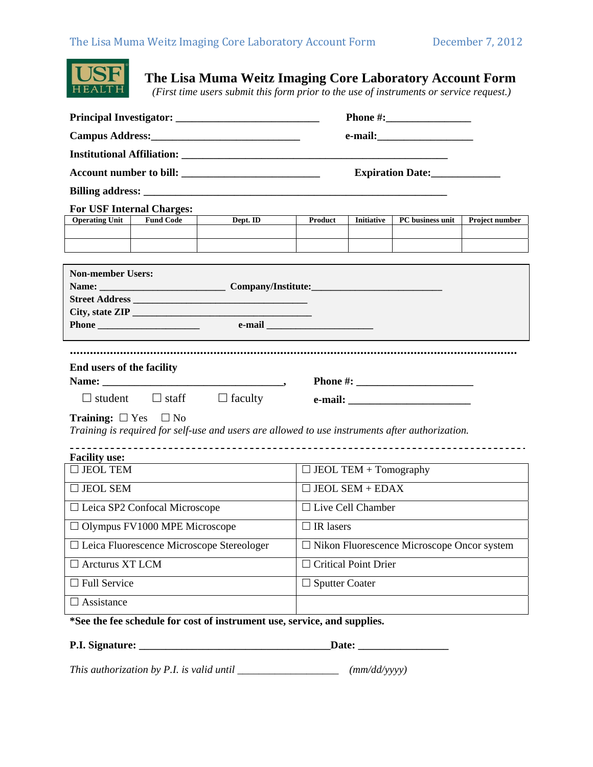# The Lisa Muma Weitz Imaging Core Laboratory Account Form

*(First time users submit this form prior to the use of instruments or service request.)*

**Principal Investigator:** ___________________________ **Phone #:**________________

**Campus Address:**____________________________ **e-mail:**__________________

**Institutional Affiliation:** ___________________________________________________

**Account number to bill:** __________________________ **Expiration Date:**_____________

**Billing address:** ___________________________________________________________

**For USF Internal Charges:**

| Operating Unit | Fund Code | Dept. ID | Product | Initiative | PC business unit | Project number |
|---|---|---|---|---|---|---|
| | | | | | | |
| | | | | | | |

**Non-member Users:**

**Name:** ________________________ **Company/Institute:**__________________________

**Street Address** __________________________________

**City, state ZIP** __________________________________

**Phone** ____________________ **e-mail** _____________________

.......................................................................................................................................

**End users of the facility**

**Name:** ___________________________________, **Phone #:** ______________________

☐ student ☐ staff ☐ faculty **e-mail:** _______________________

**Training:** ☐ Yes ☐ No

*Training is required for self-use and users are allowed to use instruments after authorization.*

---

**Facility use:**

| | |
|---|---|
| ☐ JEOL TEM | ☐ JEOL TEM + Tomography |
| ☐ JEOL SEM | ☐ JEOL SEM + EDAX |
| ☐ Leica SP2 Confocal Microscope | ☐ Live Cell Chamber |
| ☐ Olympus FV1000 MPE Microscope | ☐ IR lasers |
| ☐ Leica Fluorescence Microscope Stereologer | ☐ Nikon Fluorescence Microscope Oncor system |
| ☐ Arcturus XT LCM | ☐ Critical Point Drier |
| ☐ Full Service | ☐ Sputter Coater |
| ☐ Assistance | |

**\*See the fee schedule for cost of instrument use, service, and supplies.**

**P.I. Signature:** ____________________________________**Date:** _________________

*This authorization by P.I. is valid until* ___________________ *(mm/dd/yyyy)*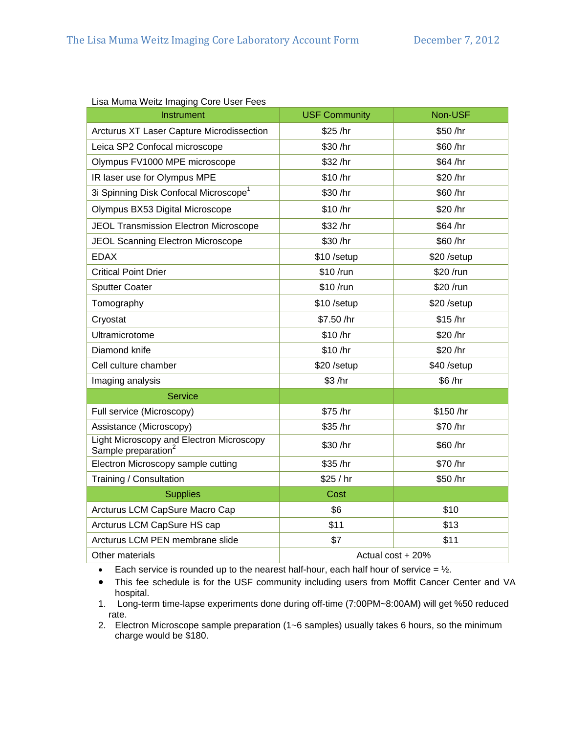Lisa Muma Weitz Imaging Core User Fees

| Instrument | USF Community | Non-USF |
|---|---|---|
| Arcturus XT Laser Capture Microdissection | $25 /hr | $50 /hr |
| Leica SP2 Confocal microscope | $30 /hr | $60 /hr |
| Olympus FV1000 MPE microscope | $32 /hr | $64 /hr |
| IR laser use for Olympus MPE | $10 /hr | $20 /hr |
| 3i Spinning Disk Confocal Microscope[1] | $30 /hr | $60 /hr |
| Olympus BX53 Digital Microscope | $10 /hr | $20 /hr |
| JEOL Transmission Electron Microscope | $32 /hr | $64 /hr |
| JEOL Scanning Electron Microscope | $30 /hr | $60 /hr |
| EDAX | $10 /setup | $20 /setup |
| Critical Point Drier | $10 /run | $20 /run |
| Sputter Coater | $10 /run | $20 /run |
| Tomography | $10 /setup | $20 /setup |
| Cryostat | $7.50 /hr | $15 /hr |
| Ultramicrotome | $10 /hr | $20 /hr |
| Diamond knife | $10 /hr | $20 /hr |
| Cell culture chamber | $20 /setup | $40 /setup |
| Imaging analysis | $3 /hr | $6 /hr |
| **Service** | | |
| Full service (Microscopy) | $75 /hr | $150 /hr |
| Assistance (Microscopy) | $35 /hr | $70 /hr |
| Light Microscopy and Electron Microscopy Sample preparation[2] | $30 /hr | $60 /hr |
| Electron Microscopy sample cutting | $35 /hr | $70 /hr |
| Training / Consultation | $25 / hr | $50 /hr |
| **Supplies** | **Cost** | |
| Arcturus LCM CapSure Macro Cap | $6 | $10 |
| Arcturus LCM CapSure HS cap | $11 | $13 |
| Arcturus LCM PEN membrane slide | $7 | $11 |
| Other materials | Actual cost + 20% | |

- Each service is rounded up to the nearest half-hour, each half hour of service = ½.
- This fee schedule is for the USF community including users from Moffit Cancer Center and VA hospital.

1. Long-term time-lapse experiments done during off-time (7:00PM~8:00AM) will get %50 reduced rate.
2. Electron Microscope sample preparation (1~6 samples) usually takes 6 hours, so the minimum charge would be $180.